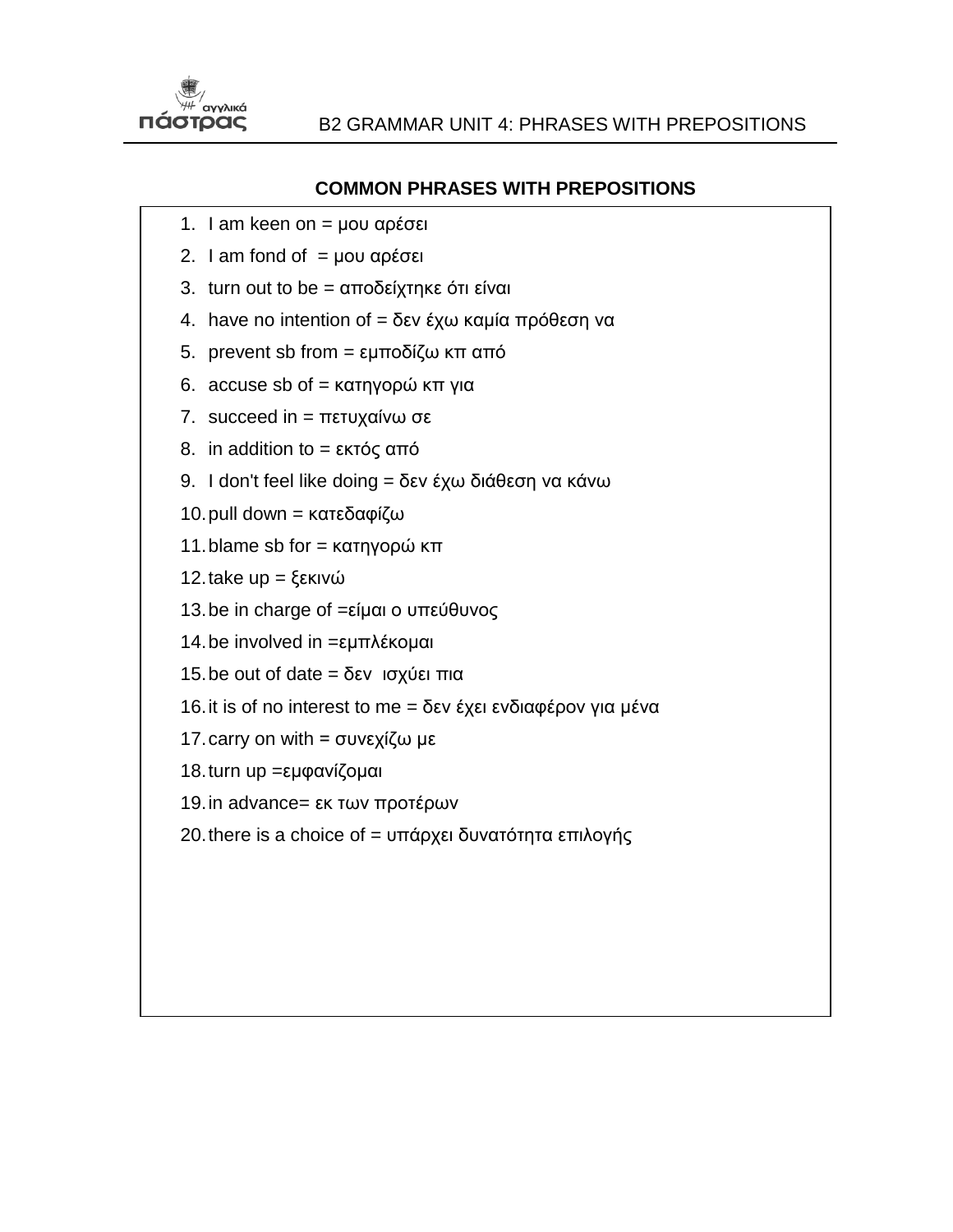# B2 GRAMMAR UNIT 4: PHRASES WITH PREPOSITIONS

## COMMON PHRASES WITH PREPOSITIONS

1. I am keen on = μου αρέσει
2. I am fond of = μου αρέσει
3. turn out to be = αποδείχτηκε ότι είναι
4. have no intention of = δεν έχω καμία πρόθεση να
5. prevent sb from = εμποδίζω κπ από
6. accuse sb of = κατηγορώ κπ για
7. succeed in = πετυχαίνω σε
8. in addition to = εκτός από
9. I don't feel like doing = δεν έχω διάθεση να κάνω
10. pull down = κατεδαφίζω
11. blame sb for = κατηγορώ κπ
12. take up = ξεκινώ
13. be in charge of =είμαι ο υπεύθυνος
14. be involved in =εμπλέκομαι
15. be out of date = δεν ισχύει πια
16. it is of no interest to me = δεν έχει ενδιαφέρον για μένα
17. carry on with = συνεχίζω με
18. turn up =εμφανίζομαι
19. in advance= εκ των προτέρων
20. there is a choice of = υπάρχει δυνατότητα επιλογής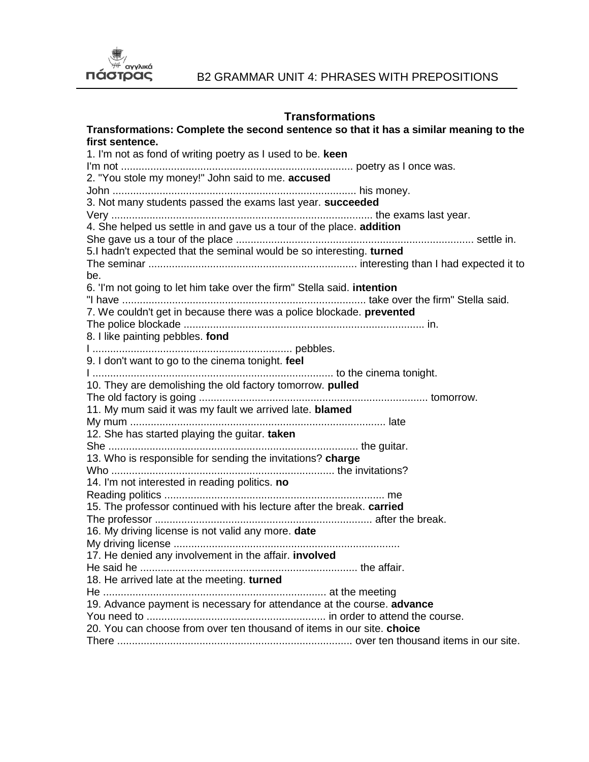## Transformations

**Transformations: Complete the second sentence so that it has a similar meaning to the first sentence.**

1. I'm not as fond of writing poetry as I used to be. **keen**
I'm not ................................................................................ poetry as I once was.
2. "You stole my money!" John said to me. **accused**
John ................................................................................... his money.
3. Not many students passed the exams last year. **succeeded**
Very ......................................................................................... the exams last year.
4. She helped us settle in and gave us a tour of the place. **addition**
She gave us a tour of the place ................................................................................. settle in.
5.I hadn't expected that the seminal would be so interesting. **turned**
The seminar ....................................................................... interesting than I had expected it to be.
6. 'I'm not going to let him take over the firm" Stella said. **intention**
"I have ................................................................................... take over the firm" Stella said.
7. We couldn't get in because there was a police blockade. **prevented**
The police blockade .................................................................................. in.
8. I like painting pebbles. **fond**
I .................................................................... pebbles.
9. I don't want to go to the cinema tonight. **feel**
I .................................................................................. to the cinema tonight.
10. They are demolishing the old factory tomorrow. **pulled**
The old factory is going .............................................................................. tomorrow.
11. My mum said it was my fault we arrived late. **blamed**
My mum ....................................................................................... late
12. She has started playing the guitar. **taken**
She ..................................................................................... the guitar.
13. Who is responsible for sending the invitations? **charge**
Who ............................................................................ the invitations?
14. I'm not interested in reading politics. **no**
Reading politics ........................................................................... me
15. The professor continued with his lecture after the break. **carried**
The professor .......................................................................... after the break.
16. My driving license is not valid any more. **date**
My driving license .............................................................................
17. He denied any involvement in the affair. **involved**
He said he .......................................................................... the affair.
18. He arrived late at the meeting. **turned**
He ............................................................................ at the meeting
19. Advance payment is necessary for attendance at the course. **advance**
You need to ............................................................. in order to attend the course.
20. You can choose from over ten thousand of items in our site. **choice**
There ................................................................................ over ten thousand items in our site.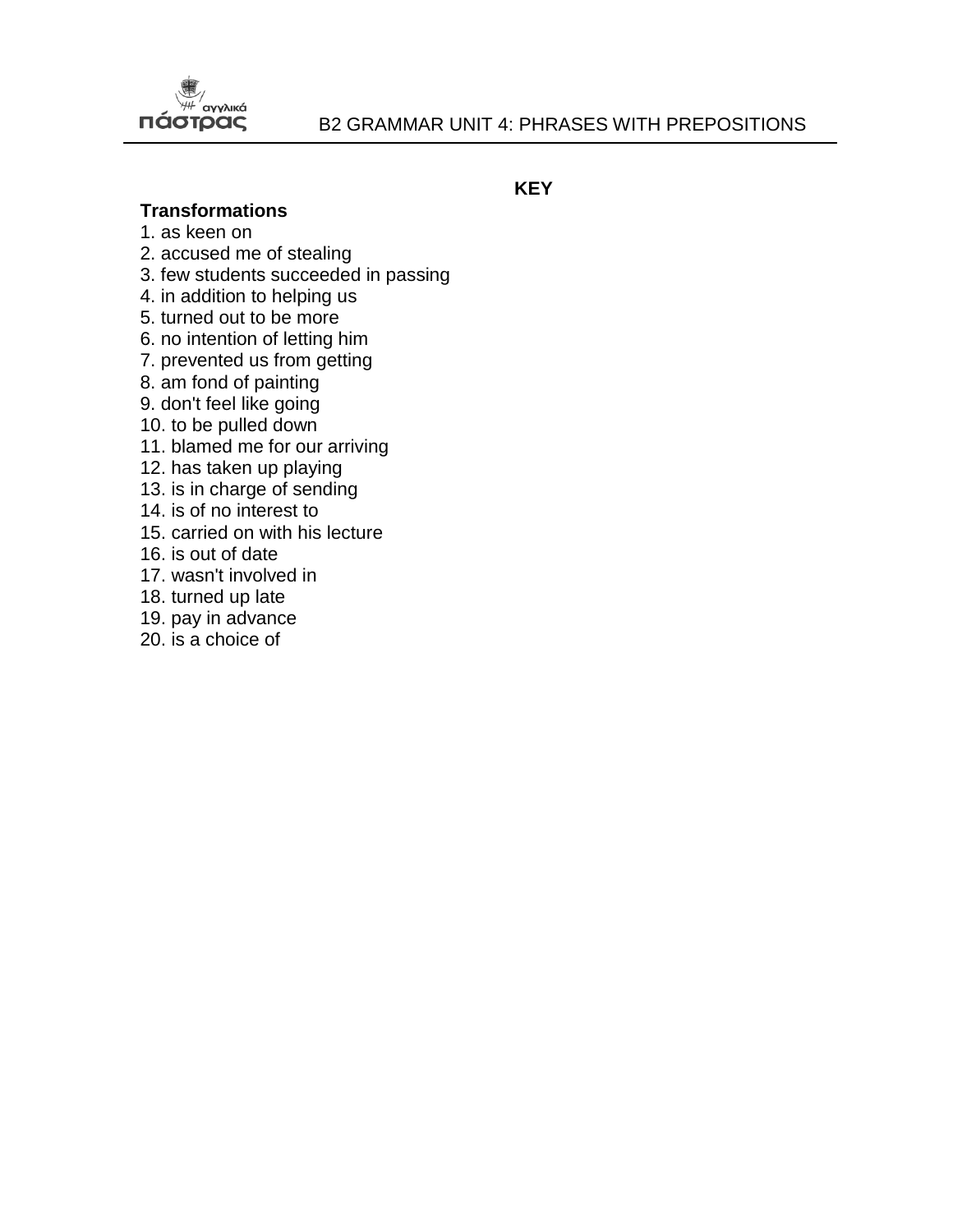**KEY**

**Transformations**

1. as keen on
2. accused me of stealing
3. few students succeeded in passing
4. in addition to helping us
5. turned out to be more
6. no intention of letting him
7. prevented us from getting
8. am fond of painting
9. don't feel like going
10. to be pulled down
11. blamed me for our arriving
12. has taken up playing
13. is in charge of sending
14. is of no interest to
15. carried on with his lecture
16. is out of date
17. wasn't involved in
18. turned up late
19. pay in advance
20. is a choice of